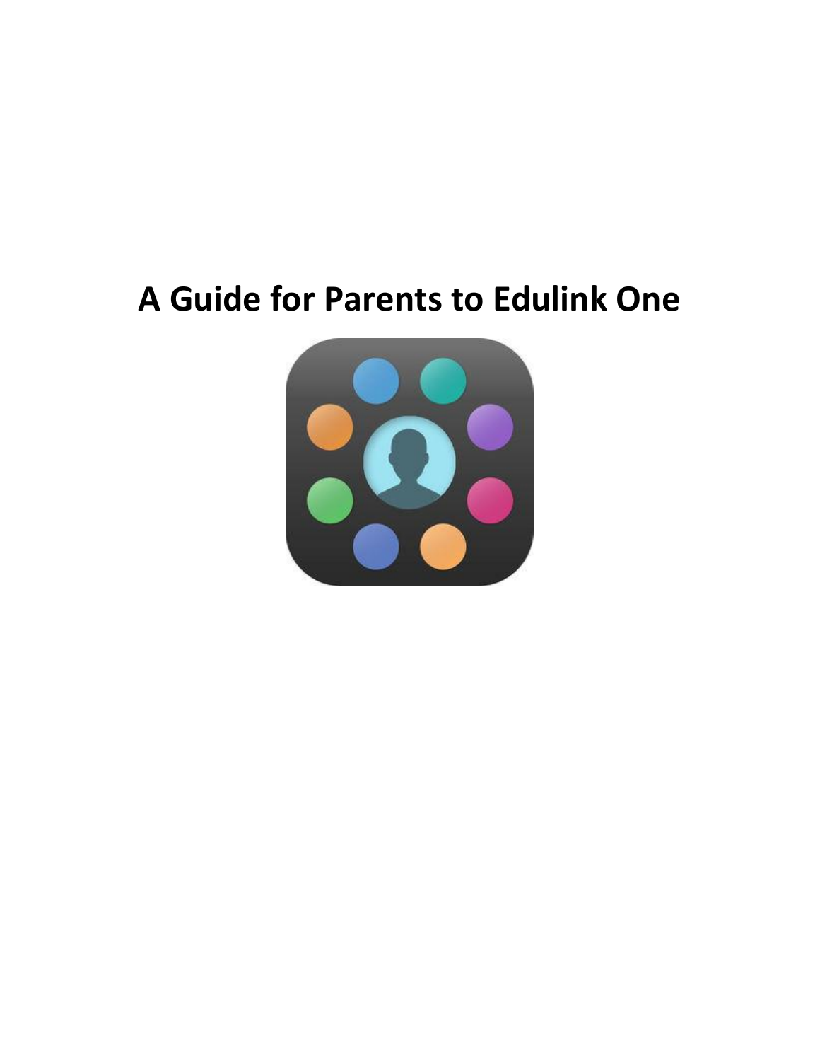# A Guide for Parents to Edulink One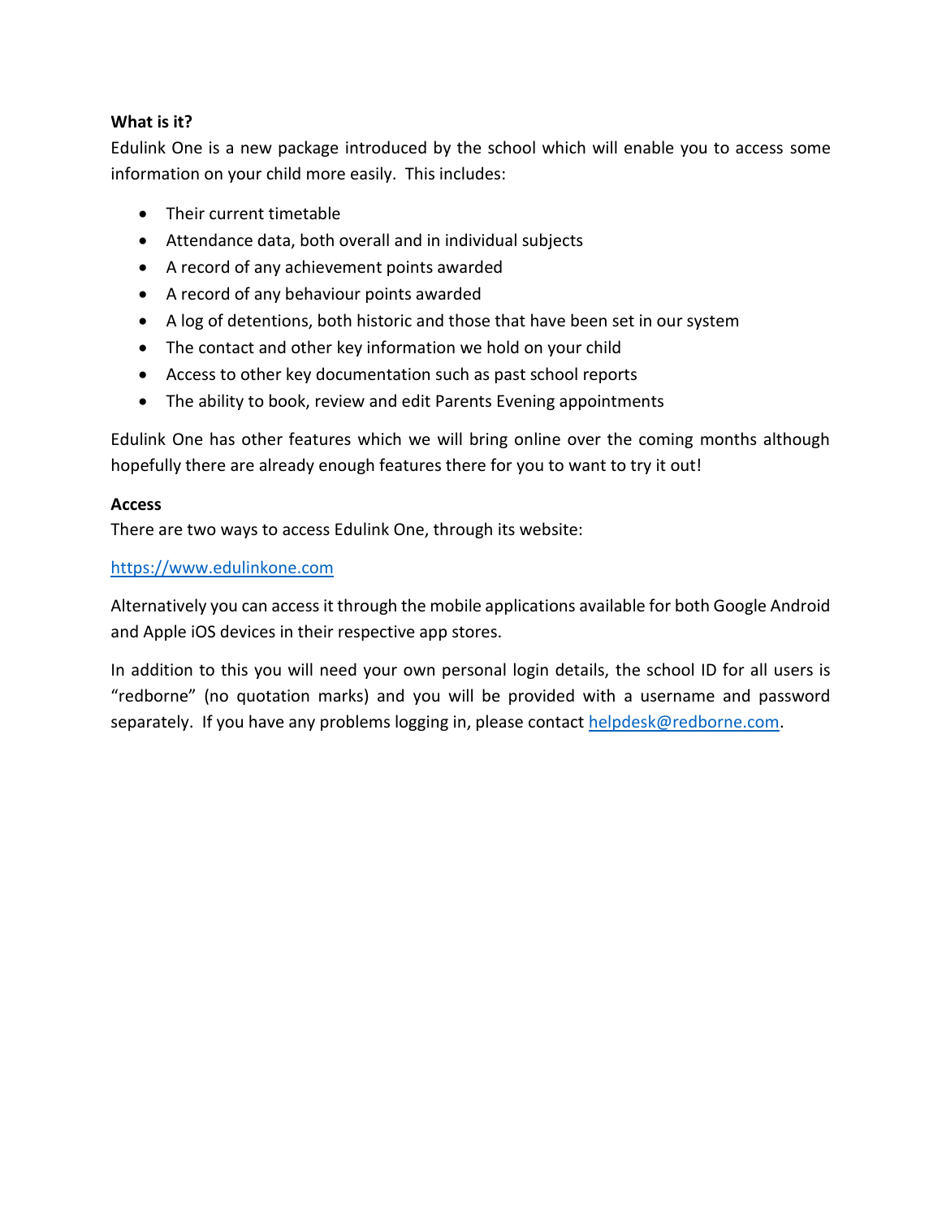**What is it?**

Edulink One is a new package introduced by the school which will enable you to access some information on your child more easily. This includes:

- Their current timetable
- Attendance data, both overall and in individual subjects
- A record of any achievement points awarded
- A record of any behaviour points awarded
- A log of detentions, both historic and those that have been set in our system
- The contact and other key information we hold on your child
- Access to other key documentation such as past school reports
- The ability to book, review and edit Parents Evening appointments

Edulink One has other features which we will bring online over the coming months although hopefully there are already enough features there for you to want to try it out!

**Access**

There are two ways to access Edulink One, through its website:

https://www.edulinkone.com

Alternatively you can access it through the mobile applications available for both Google Android and Apple iOS devices in their respective app stores.

In addition to this you will need your own personal login details, the school ID for all users is "redborne" (no quotation marks) and you will be provided with a username and password separately. If you have any problems logging in, please contact helpdesk@redborne.com.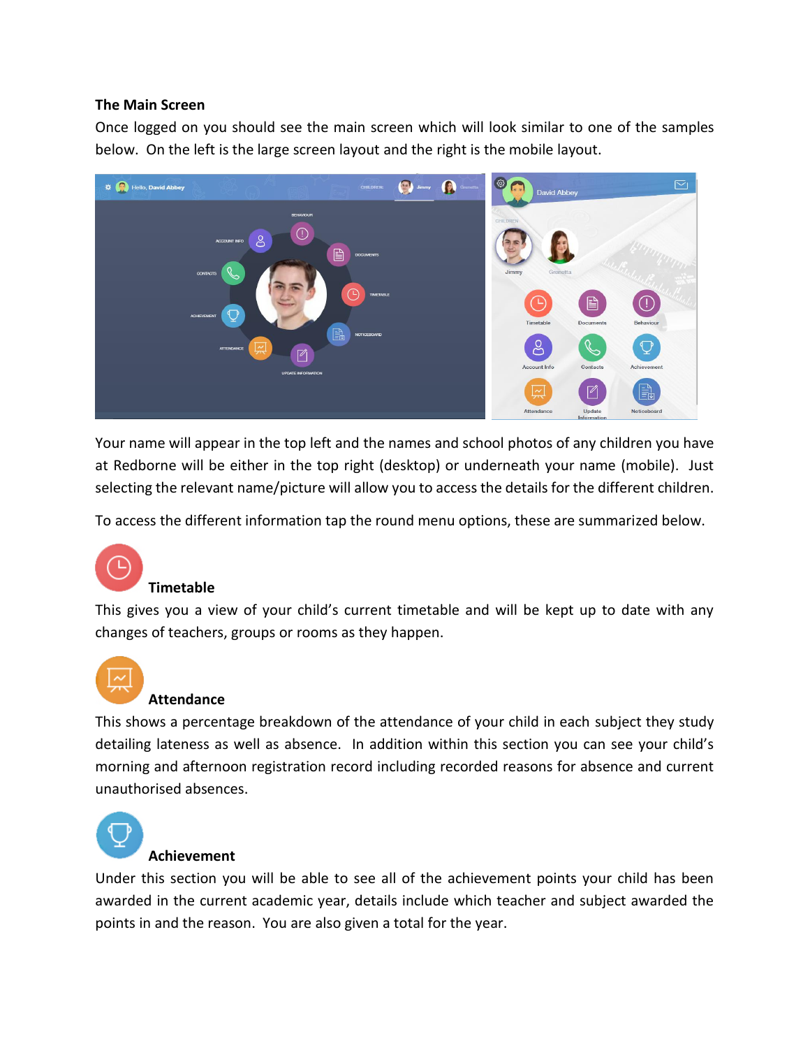**The Main Screen**

Once logged on you should see the main screen which will look similar to one of the samples below. On the left is the large screen layout and the right is the mobile layout.

Your name will appear in the top left and the names and school photos of any children you have at Redborne will be either in the top right (desktop) or underneath your name (mobile). Just selecting the relevant name/picture will allow you to access the details for the different children.

To access the different information tap the round menu options, these are summarized below.

**Timetable**

This gives you a view of your child's current timetable and will be kept up to date with any changes of teachers, groups or rooms as they happen.

**Attendance**

This shows a percentage breakdown of the attendance of your child in each subject they study detailing lateness as well as absence. In addition within this section you can see your child's morning and afternoon registration record including recorded reasons for absence and current unauthorised absences.

**Achievement**

Under this section you will be able to see all of the achievement points your child has been awarded in the current academic year, details include which teacher and subject awarded the points in and the reason. You are also given a total for the year.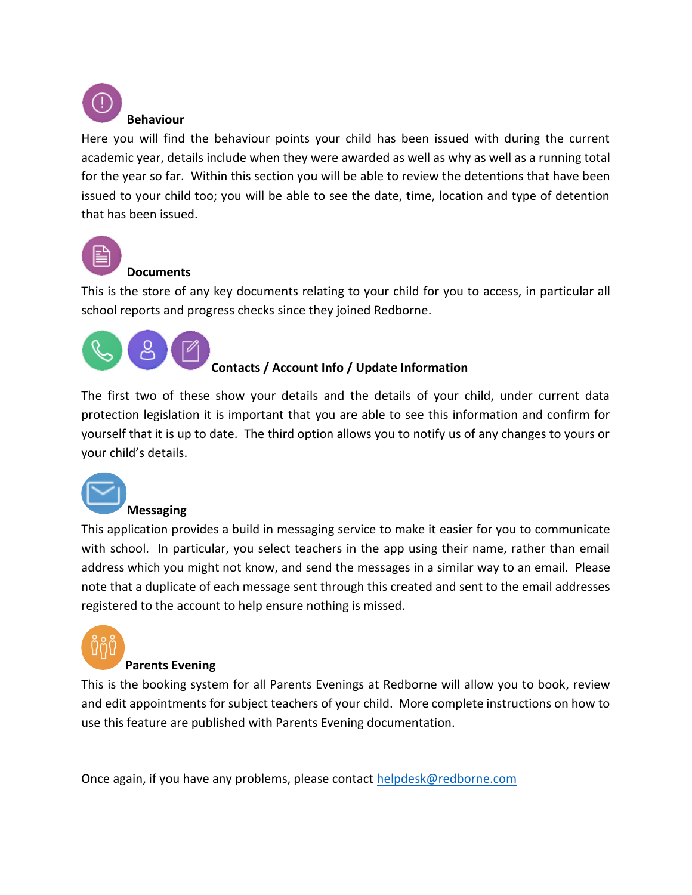**Behaviour**

Here you will find the behaviour points your child has been issued with during the current academic year, details include when they were awarded as well as why as well as a running total for the year so far. Within this section you will be able to review the detentions that have been issued to your child too; you will be able to see the date, time, location and type of detention that has been issued.

**Documents**

This is the store of any key documents relating to your child for you to access, in particular all school reports and progress checks since they joined Redborne.

**Contacts / Account Info / Update Information**

The first two of these show your details and the details of your child, under current data protection legislation it is important that you are able to see this information and confirm for yourself that it is up to date. The third option allows you to notify us of any changes to yours or your child's details.

**Messaging**

This application provides a build in messaging service to make it easier for you to communicate with school. In particular, you select teachers in the app using their name, rather than email address which you might not know, and send the messages in a similar way to an email. Please note that a duplicate of each message sent through this created and sent to the email addresses registered to the account to help ensure nothing is missed.

**Parents Evening**

This is the booking system for all Parents Evenings at Redborne will allow you to book, review and edit appointments for subject teachers of your child. More complete instructions on how to use this feature are published with Parents Evening documentation.

Once again, if you have any problems, please contact helpdesk@redborne.com